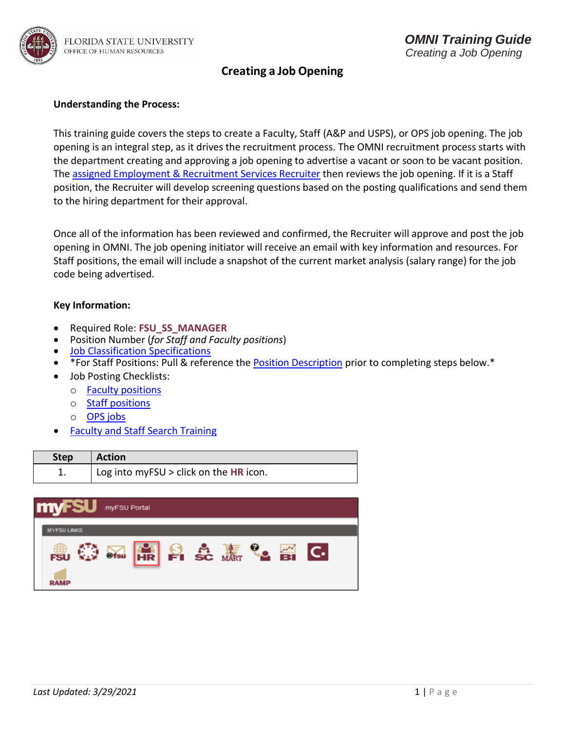# Creating a Job Opening

**Understanding the Process:**

This training guide covers the steps to create a Faculty, Staff (A&P and USPS), or OPS job opening. The job opening is an integral step, as it drives the recruitment process. The OMNI recruitment process starts with the department creating and approving a job opening to advertise a vacant or soon to be vacant position. The assigned Employment & Recruitment Services Recruiter then reviews the job opening. If it is a Staff position, the Recruiter will develop screening questions based on the posting qualifications and send them to the hiring department for their approval.

Once all of the information has been reviewed and confirmed, the Recruiter will approve and post the job opening in OMNI. The job opening initiator will receive an email with key information and resources. For Staff positions, the email will include a snapshot of the current market analysis (salary range) for the job code being advertised.

**Key Information:**

- Required Role: **FSU_SS_MANAGER**
- Position Number (*for Staff and Faculty positions*)
- Job Classification Specifications
- *For Staff Positions: Pull & reference the Position Description prior to completing steps below.*
- Job Posting Checklists:
  - Faculty positions
  - Staff positions
  - OPS jobs
- Faculty and Staff Search Training

| Step | Action |
| --- | --- |
| 1. | Log into myFSU > click on the **HR** icon. |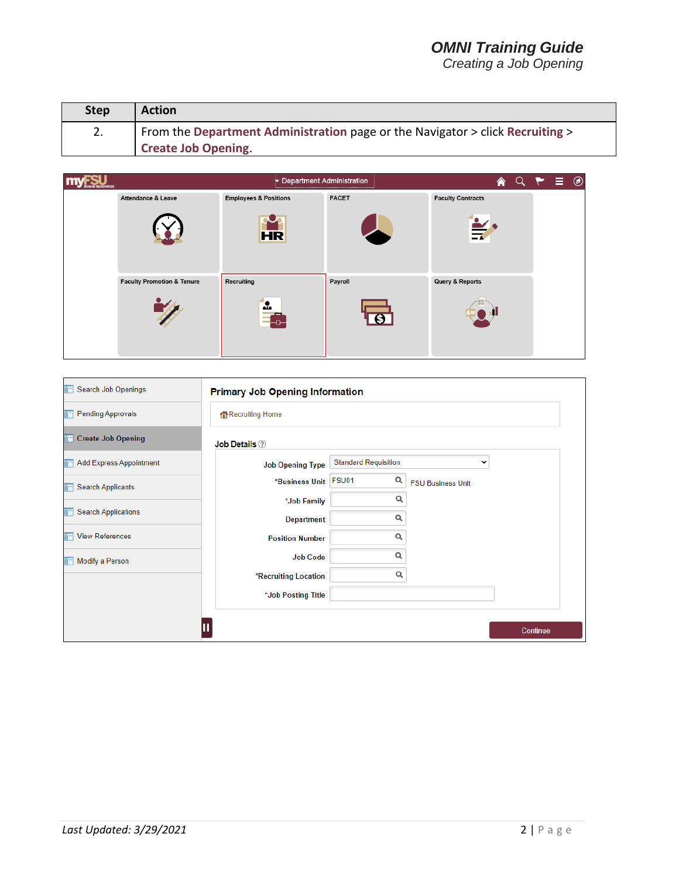| Step | Action |
| --- | --- |
| 2. | From the **Department Administration** page or the Navigator > click **Recruiting** > **Create Job Opening**. |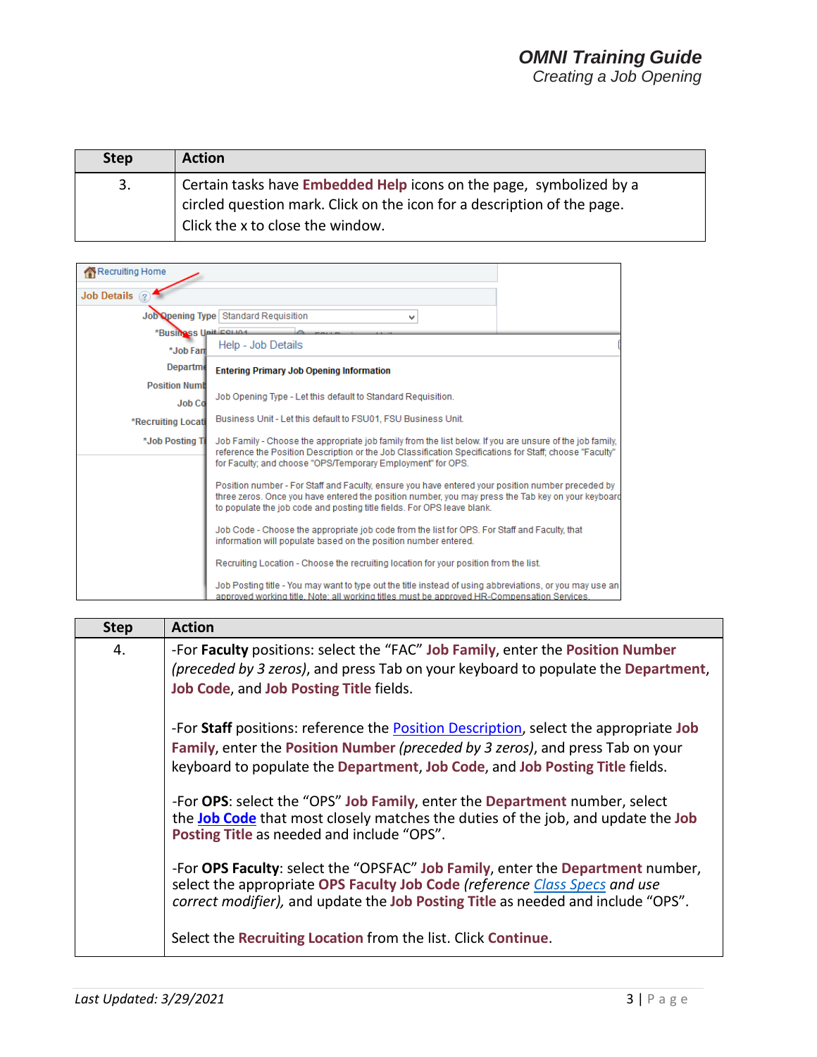| Step | Action |
|---|---|
| 3. | Certain tasks have **Embedded Help** icons on the page, symbolized by a circled question mark. Click on the icon for a description of the page. Click the x to close the window. |

| Step | Action |
|---|---|
| 4. | -For **Faculty** positions: select the "FAC" **Job Family**, enter the **Position Number** *(preceded by 3 zeros)*, and press Tab on your keyboard to populate the **Department**, **Job Code**, and **Job Posting Title** fields.<br><br>-For **Staff** positions: reference the Position Description, select the appropriate **Job Family**, enter the **Position Number** *(preceded by 3 zeros)*, and press Tab on your keyboard to populate the **Department**, **Job Code**, and **Job Posting Title** fields.<br><br>-For **OPS**: select the "OPS" **Job Family**, enter the **Department** number, select the **Job Code** that most closely matches the duties of the job, and update the **Job Posting Title** as needed and include "OPS".<br><br>-For **OPS Faculty**: select the "OPSFAC" **Job Family**, enter the **Department** number, select the appropriate **OPS Faculty Job Code** *(reference Class Specs and use correct modifier)*, and update the **Job Posting Title** as needed and include "OPS".<br><br>Select the **Recruiting Location** from the list. Click **Continue**. |

*Last Updated: 3/29/2021*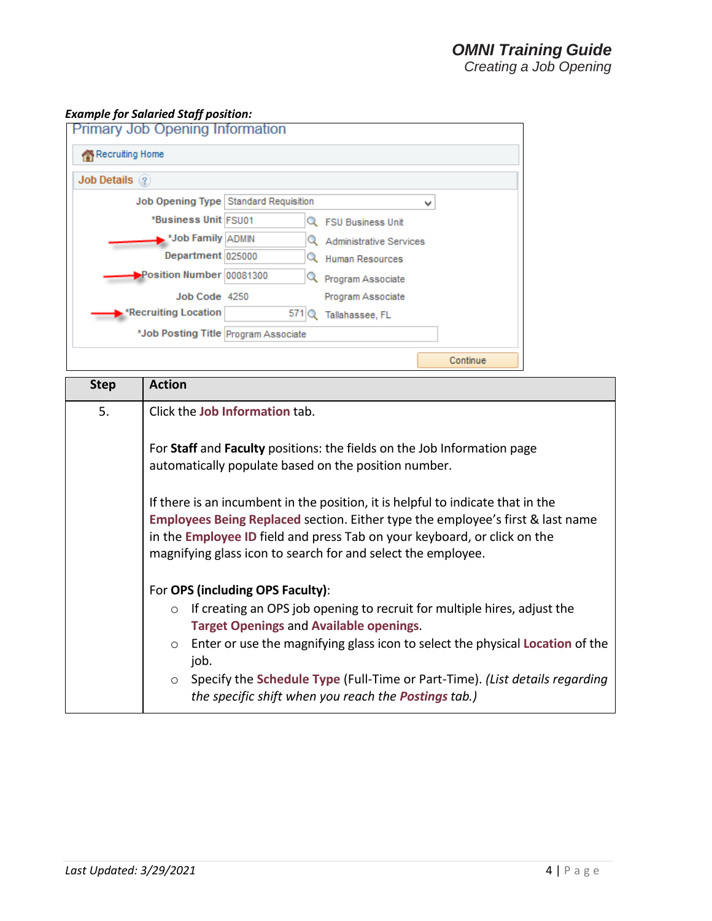***Example for Salaried Staff position:***

Primary Job Opening Information

Recruiting Home

Job Details

| Field | Value | Description |
| --- | --- | --- |
| Job Opening Type | Standard Requisition | |
| *Business Unit | FSU01 | FSU Business Unit |
| *Job Family | ADMIN | Administrative Services |
| Department | 025000 | Human Resources |
| Position Number | 00081300 | Program Associate |
| Job Code | 4250 | Program Associate |
| *Recruiting Location | 571 | Tallahassee, FL |
| *Job Posting Title | Program Associate | |

Continue

| Step | Action |
| --- | --- |
| 5. | Click the **Job Information** tab.<br><br>For **Staff** and **Faculty** positions: the fields on the Job Information page automatically populate based on the position number.<br><br>If there is an incumbent in the position, it is helpful to indicate that in the **Employees Being Replaced** section. Either type the employee's first & last name in the **Employee ID** field and press Tab on your keyboard, or click on the magnifying glass icon to search for and select the employee.<br><br>For **OPS (including OPS Faculty)**:<br>○ If creating an OPS job opening to recruit for multiple hires, adjust the **Target Openings** and **Available openings**.<br>○ Enter or use the magnifying glass icon to select the physical **Location** of the job.<br>○ Specify the **Schedule Type** (Full-Time or Part-Time). *(List details regarding the specific shift when you reach the* ***Postings*** *tab.)* |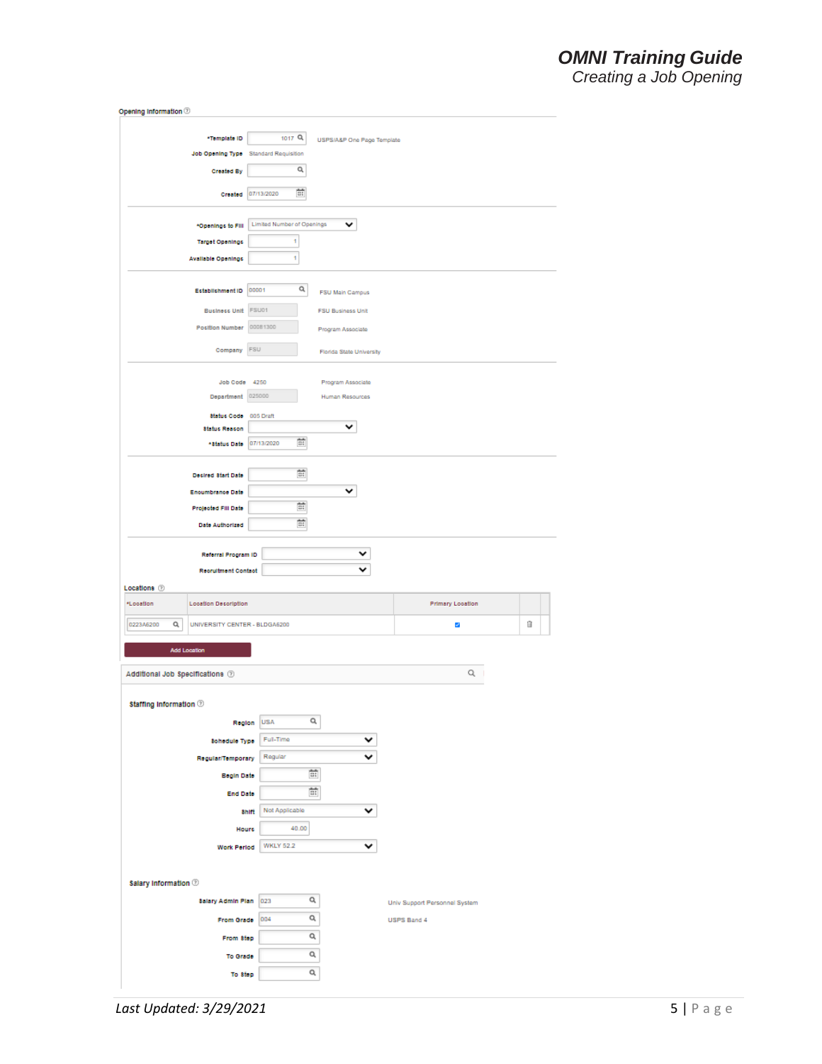Opening Information

*Template ID 1017 USPS/A&P One Page Template

Job Opening Type Standard Requisition

Created By

Created 07/13/2020

*Openings to Fill Limited Number of Openings

Target Openings 1

Available Openings 1

Establishment ID 00001 FSU Main Campus

Business Unit FSU01 FSU Business Unit

Position Number 00081300 Program Associate

Company FSU Florida State University

Job Code 4250 Program Associate

Department 025000 Human Resources

Status Code 005 Draft

Status Reason

*Status Date 07/13/2020

Desired Start Date

Encumbrance Date

Projected Fill Date

Date Authorized

Referral Program ID

Recruitment Contact

Locations

| *Location | Location Description | Primary Location |
|---|---|---|
| 0223A6200 | UNIVERSITY CENTER - BLDGA6200 | ☑ |

Add Location

Additional Job Specifications

Staffing Information

Region USA

Schedule Type Full-Time

Regular/Temporary Regular

Begin Date

End Date

Shift Not Applicable

Hours 40.00

Work Period WKLY 52.2

Salary Information

Salary Admin Plan 023 Univ Support Personnel System

From Grade 004 USPS Band 4

From Step

To Grade

To Step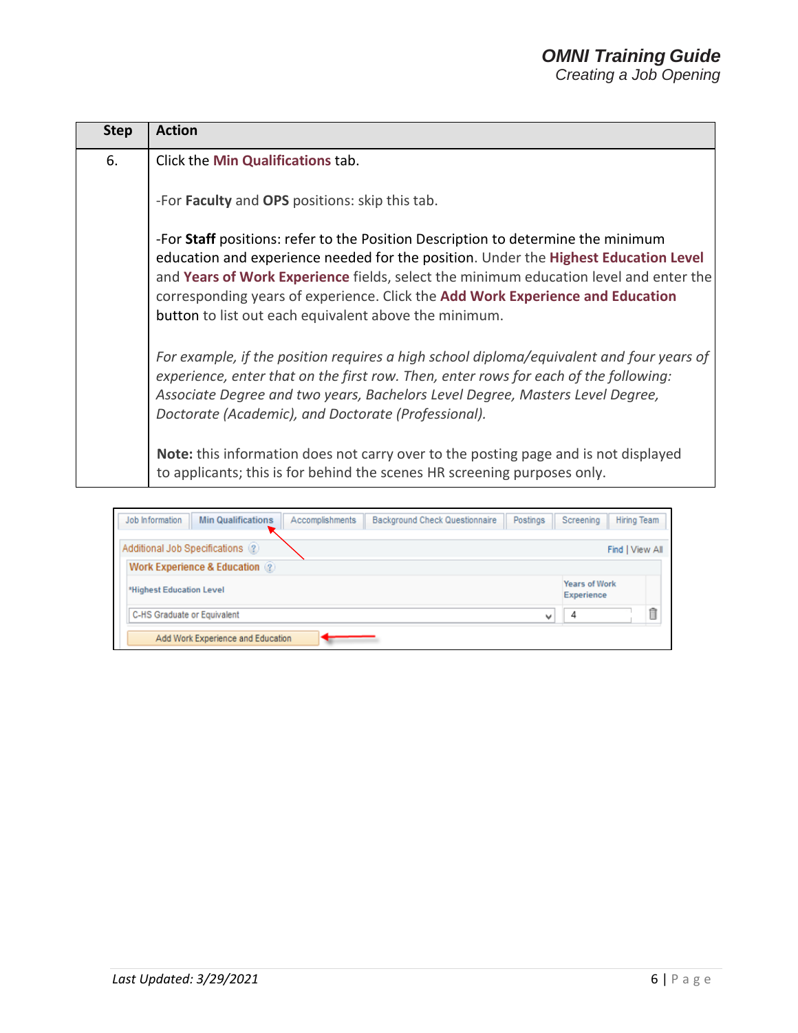| Step | Action |
|---|---|
| 6. | Click the **Min Qualifications** tab.<br><br>-For **Faculty** and **OPS** positions: skip this tab.<br><br>-For **Staff** positions: refer to the Position Description to determine the minimum education and experience needed for the position. Under the **Highest Education Level** and **Years of Work Experience** fields, select the minimum education level and enter the corresponding years of experience. Click the **Add Work Experience and Education** button to list out each equivalent above the minimum.<br><br>*For example, if the position requires a high school diploma/equivalent and four years of experience, enter that on the first row. Then, enter rows for each of the following: Associate Degree and two years, Bachelors Level Degree, Masters Level Degree, Doctorate (Academic), and Doctorate (Professional).*<br><br>**Note:** this information does not carry over to the posting page and is not displayed to applicants; this is for behind the scenes HR screening purposes only. |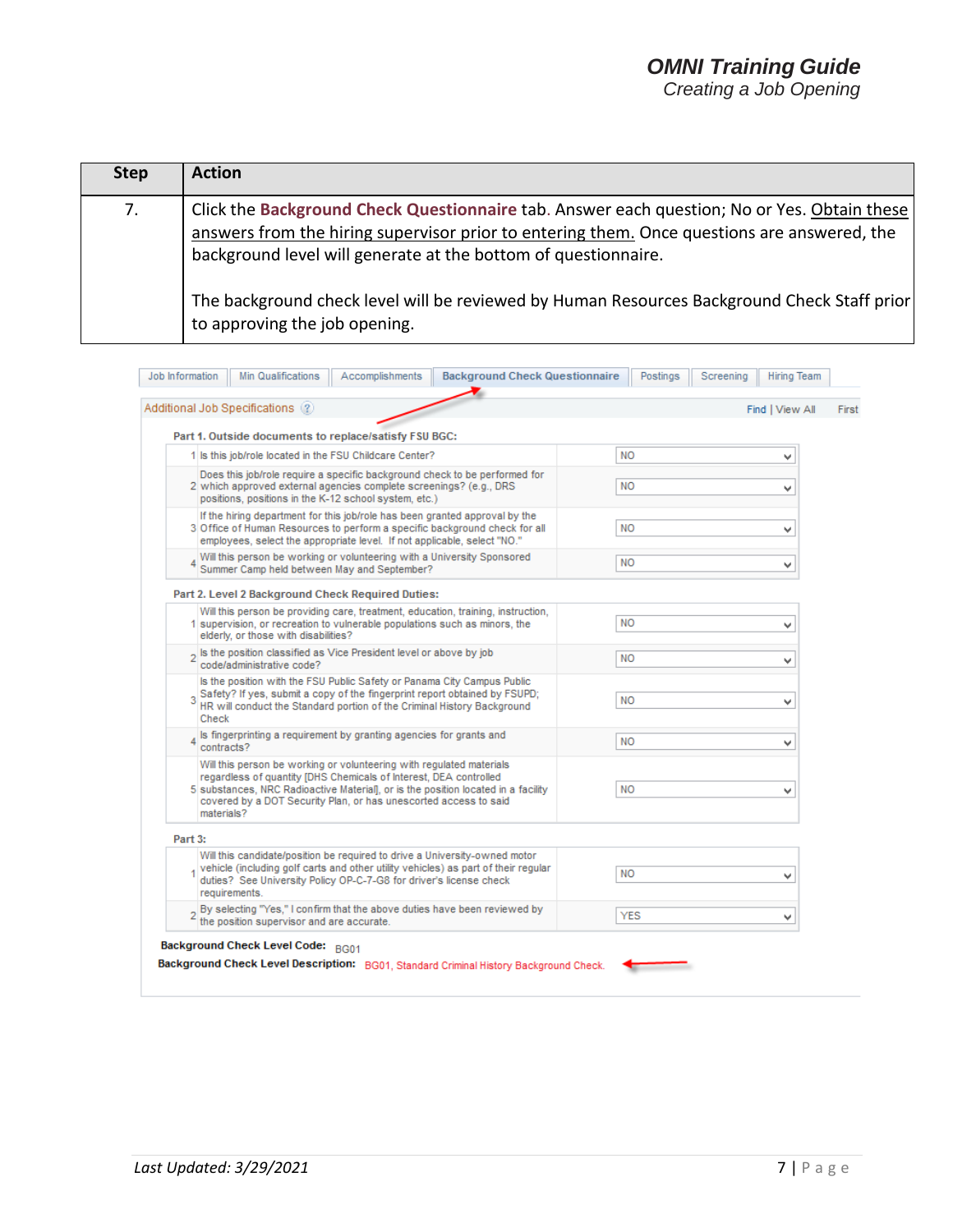| Step | Action |
|---|---|
| 7. | Click the **Background Check Questionnaire** tab. Answer each question; No or Yes. Obtain these answers from the hiring supervisor prior to entering them. Once questions are answered, the background level will generate at the bottom of questionnaire.<br><br>The background check level will be reviewed by Human Resources Background Check Staff prior to approving the job opening. |

Job Information | Min Qualifications | Accomplishments | Background Check Questionnaire | Postings | Screening | Hiring Team

Additional Job Specifications — Find | View All — First

**Part 1. Outside documents to replace/satisfy FSU BGC:**

| # | Question | Answer |
|---|---|---|
| 1 | Is this job/role located in the FSU Childcare Center? | NO |
| 2 | Does this job/role require a specific background check to be performed for which approved external agencies complete screenings? (e.g., DRS positions, positions in the K-12 school system, etc.) | NO |
| 3 | If the hiring department for this job/role has been granted approval by the Office of Human Resources to perform a specific background check for all employees, select the appropriate level. If not applicable, select "NO." | NO |
| 4 | Will this person be working or volunteering with a University Sponsored Summer Camp held between May and September? | NO |

**Part 2. Level 2 Background Check Required Duties:**

| # | Question | Answer |
|---|---|---|
| 1 | Will this person be providing care, treatment, education, training, instruction, supervision, or recreation to vulnerable populations such as minors, the elderly, or those with disabilities? | NO |
| 2 | Is the position classified as Vice President level or above by job code/administrative code? | NO |
| 3 | Is the position with the FSU Public Safety or Panama City Campus Public Safety? If yes, submit a copy of the fingerprint report obtained by FSUPD; HR will conduct the Standard portion of the Criminal History Background Check | NO |
| 4 | Is fingerprinting a requirement by granting agencies for grants and contracts? | NO |
| 5 | Will this person be working or volunteering with regulated materials regardless of quantity [DHS Chemicals of Interest, DEA controlled substances, NRC Radioactive Material], or is the position located in a facility covered by a DOT Security Plan, or has unescorted access to said materials? | NO |

**Part 3:**

| # | Question | Answer |
|---|---|---|
| 1 | Will this candidate/position be required to drive a University-owned motor vehicle (including golf carts and other utility vehicles) as part of their regular duties? See University Policy OP-C-7-G8 for driver's license check requirements. | NO |
| 2 | By selecting "Yes," I confirm that the above duties have been reviewed by the position supervisor and are accurate. | YES |

**Background Check Level Code:** BG01

**Background Check Level Description:** BG01, Standard Criminal History Background Check.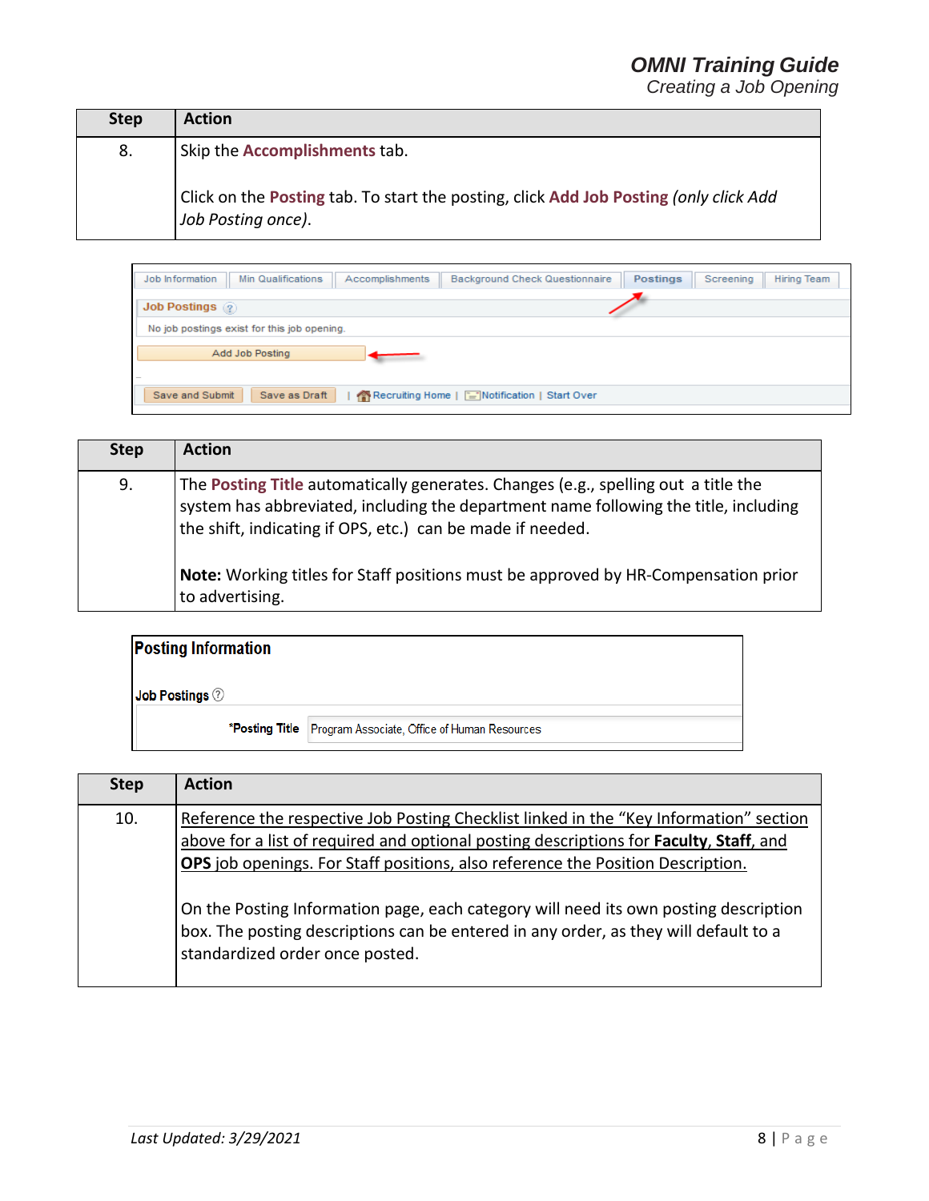| Step | Action |
|---|---|
| 8. | Skip the **Accomplishments** tab.<br><br>Click on the **Posting** tab. To start the posting, click **Add Job Posting** *(only click Add Job Posting once)*. |

Job Information | Min Qualifications | Accomplishments | Background Check Questionnaire | Postings | Screening | Hiring Team

Job Postings

No job postings exist for this job opening.

Add Job Posting

Save and Submit | Save as Draft | Recruiting Home | Notification | Start Over

| Step | Action |
|---|---|
| 9. | The **Posting Title** automatically generates. Changes (e.g., spelling out a title the system has abbreviated, including the department name following the title, including the shift, indicating if OPS, etc.) can be made if needed.<br><br>**Note:** Working titles for Staff positions must be approved by HR-Compensation prior to advertising. |

**Posting Information**

Job Postings

*Posting Title: Program Associate, Office of Human Resources

| Step | Action |
|---|---|
| 10. | Reference the respective Job Posting Checklist linked in the "Key Information" section above for a list of required and optional posting descriptions for **Faculty**, **Staff**, and **OPS** job openings. For Staff positions, also reference the Position Description.<br><br>On the Posting Information page, each category will need its own posting description box. The posting descriptions can be entered in any order, as they will default to a standardized order once posted. |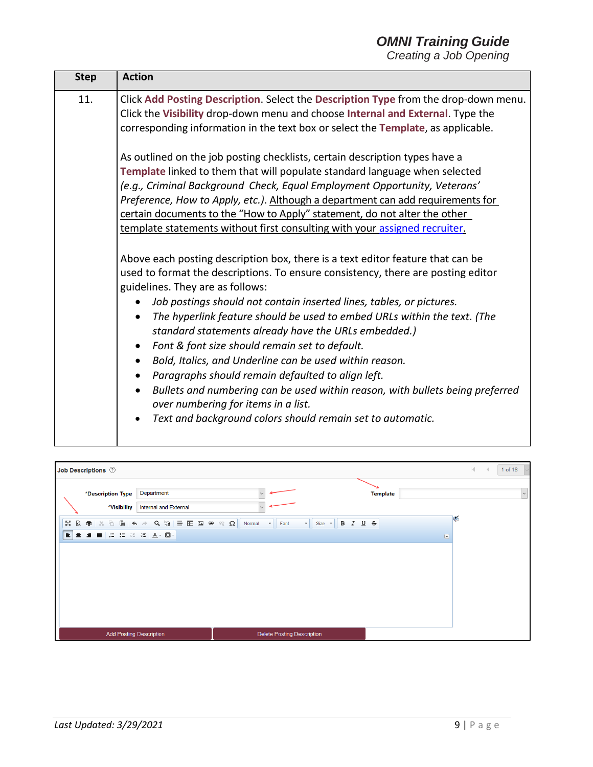| Step | Action |
|---|---|
| 11. | Click **Add Posting Description**. Select the **Description Type** from the drop-down menu. Click the **Visibility** drop-down menu and choose **Internal and External**. Type the corresponding information in the text box or select the **Template**, as applicable.<br><br>As outlined on the job posting checklists, certain description types have a **Template** linked to them that will populate standard language when selected *(e.g., Criminal Background Check, Equal Employment Opportunity, Veterans' Preference, How to Apply, etc.)*. Although a department can add requirements for certain documents to the "How to Apply" statement, do not alter the other template statements without first consulting with your assigned recruiter.<br><br>Above each posting description box, there is a text editor feature that can be used to format the descriptions. To ensure consistency, there are posting editor guidelines. They are as follows:<br>• *Job postings should not contain inserted lines, tables, or pictures.*<br>• *The hyperlink feature should be used to embed URLs within the text. (The standard statements already have the URLs embedded.)*<br>• *Font & font size should remain set to default.*<br>• *Bold, Italics, and Underline can be used within reason.*<br>• *Paragraphs should remain defaulted to align left.*<br>• *Bullets and numbering can be used within reason, with bullets being preferred over numbering for items in a list.*<br>• *Text and background colors should remain set to automatic.* |

**Job Descriptions**

*Description Type: Department

*Visibility: Internal and External

Template

Add Posting Description | Delete Posting Description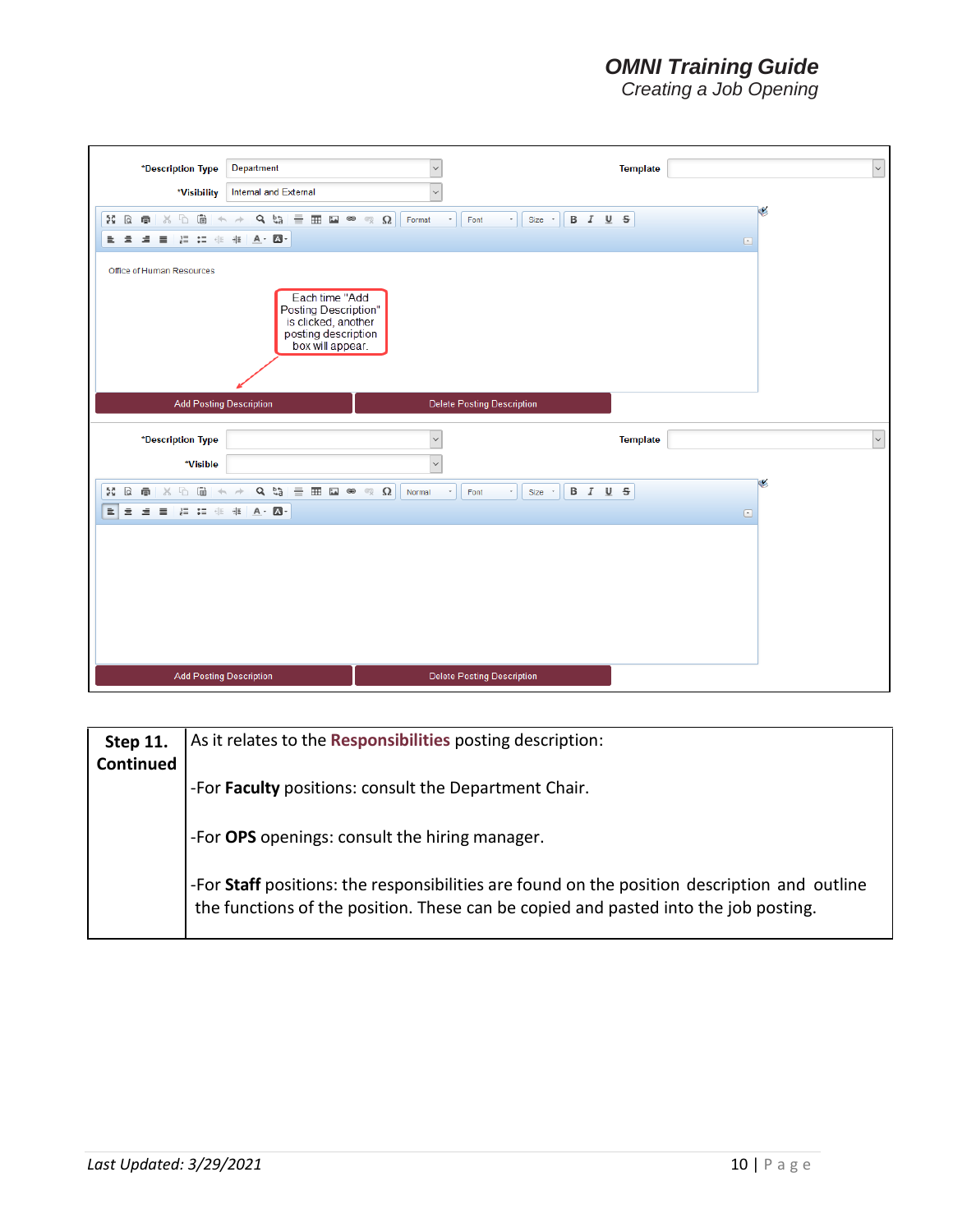| *Description Type | Department | Template | |
|---|---|---|---|
| *Visibility | Internal and External | | |

Office of Human Resources

Each time "Add Posting Description" is clicked, another posting description box will appear.

Add Posting Description | Delete Posting Description

| *Description Type | | Template | |
|---|---|---|---|
| *Visible | | | |

Add Posting Description | Delete Posting Description

| Step 11. Continued | As it relates to the **Responsibilities** posting description:<br><br>-For **Faculty** positions: consult the Department Chair.<br><br>-For **OPS** openings: consult the hiring manager.<br><br>-For **Staff** positions: the responsibilities are found on the position description and outline the functions of the position. These can be copied and pasted into the job posting. |
|---|---|

*Last Updated: 3/29/2021*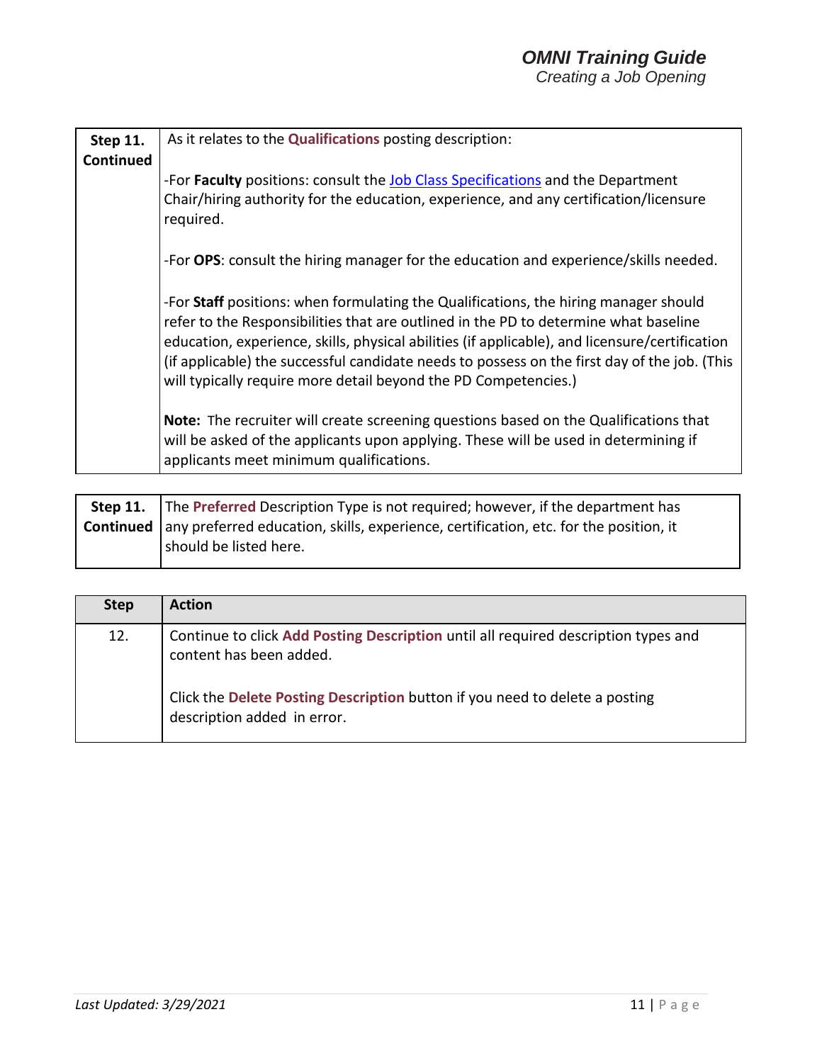| Step 11. Continued | As it relates to the **Qualifications** posting description:<br><br>-For **Faculty** positions: consult the [Job Class Specifications]() and the Department Chair/hiring authority for the education, experience, and any certification/licensure required.<br><br>-For **OPS**: consult the hiring manager for the education and experience/skills needed.<br><br>-For **Staff** positions: when formulating the Qualifications, the hiring manager should refer to the Responsibilities that are outlined in the PD to determine what baseline education, experience, skills, physical abilities (if applicable), and licensure/certification (if applicable) the successful candidate needs to possess on the first day of the job. (This will typically require more detail beyond the PD Competencies.)<br><br>**Note:** The recruiter will create screening questions based on the Qualifications that will be asked of the applicants upon applying. These will be used in determining if applicants meet minimum qualifications. |
|---|---|

| Step 11. Continued | The **Preferred** Description Type is not required; however, if the department has any preferred education, skills, experience, certification, etc. for the position, it should be listed here. |
|---|---|

| Step | Action |
|---|---|
| 12. | Continue to click **Add Posting Description** until all required description types and content has been added.<br><br>Click the **Delete Posting Description** button if you need to delete a posting description added in error. |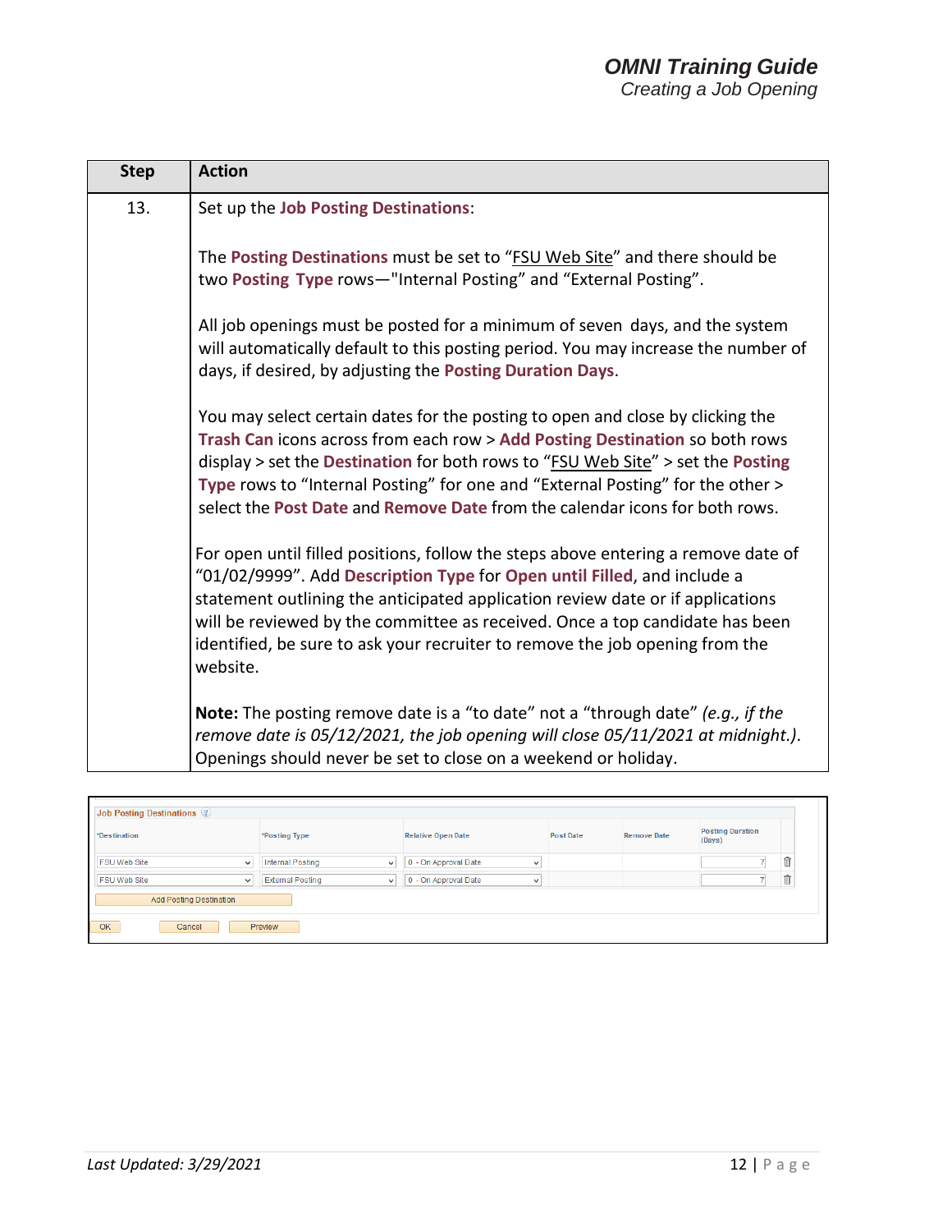| Step | Action |
| --- | --- |
| 13. | Set up the **Job Posting Destinations**:<br><br>The **Posting Destinations** must be set to "FSU Web Site" and there should be two **Posting Type** rows—"Internal Posting" and "External Posting".<br><br>All job openings must be posted for a minimum of seven days, and the system will automatically default to this posting period. You may increase the number of days, if desired, by adjusting the **Posting Duration Days**.<br><br>You may select certain dates for the posting to open and close by clicking the **Trash Can** icons across from each row > **Add Posting Destination** so both rows display > set the **Destination** for both rows to "FSU Web Site" > set the **Posting Type** rows to "Internal Posting" for one and "External Posting" for the other > select the **Post Date** and **Remove Date** from the calendar icons for both rows.<br><br>For open until filled positions, follow the steps above entering a remove date of "01/02/9999". Add **Description Type** for **Open until Filled**, and include a statement outlining the anticipated application review date or if applications will be reviewed by the committee as received. Once a top candidate has been identified, be sure to ask your recruiter to remove the job opening from the website.<br><br>**Note:** The posting remove date is a "to date" not a "through date" *(e.g., if the remove date is 05/12/2021, the job opening will close 05/11/2021 at midnight.)*. Openings should never be set to close on a weekend or holiday. |

**Job Posting Destinations**

| *Destination | *Posting Type | Relative Open Date | Post Date | Remove Date | Posting Duration (Days) |
| --- | --- | --- | --- | --- | --- |
| FSU Web Site | Internal Posting | 0 - On Approval Date | | | 7 |
| FSU Web Site | External Posting | 0 - On Approval Date | | | 7 |

Add Posting Destination

OK | Cancel | Preview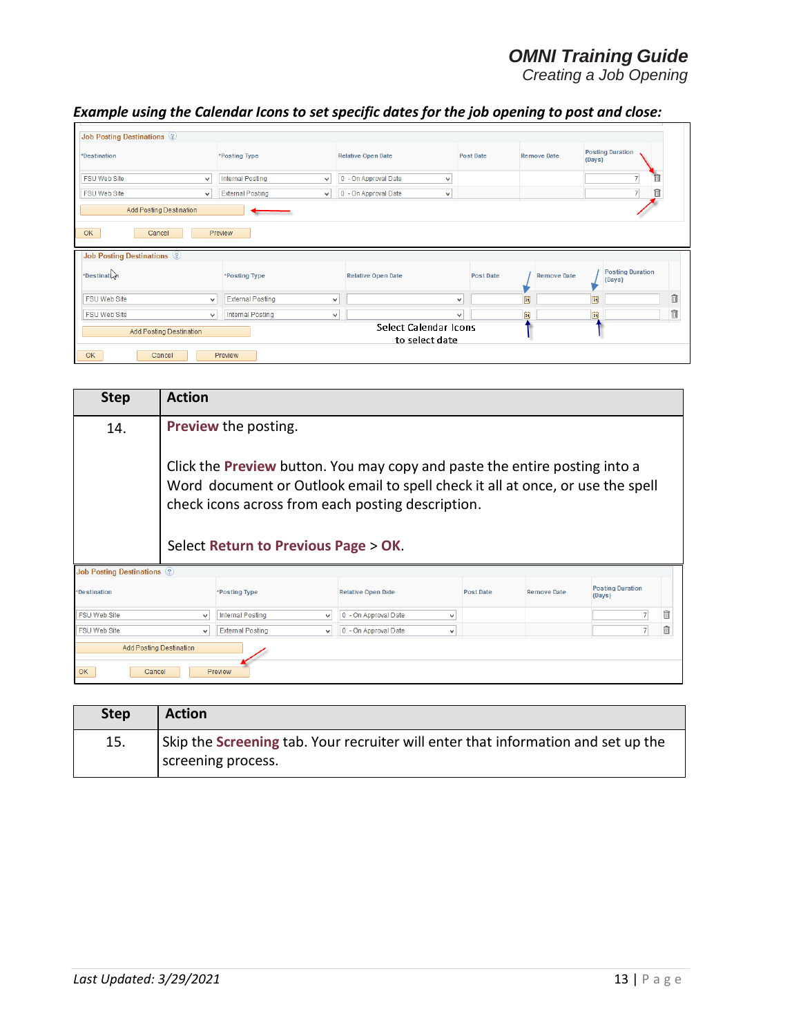***Example using the Calendar Icons to set specific dates for the job opening to post and close:***

| Step | Action |
|---|---|
| 14. | **Preview** the posting.<br><br>Click the **Preview** button. You may copy and paste the entire posting into a Word document or Outlook email to spell check it all at once, or use the spell check icons across from each posting description.<br><br>Select **Return to Previous Page** > **OK**. |

| Step | Action |
|---|---|
| 15. | Skip the **Screening** tab. Your recruiter will enter that information and set up the screening process. |

*Last Updated: 3/29/2021*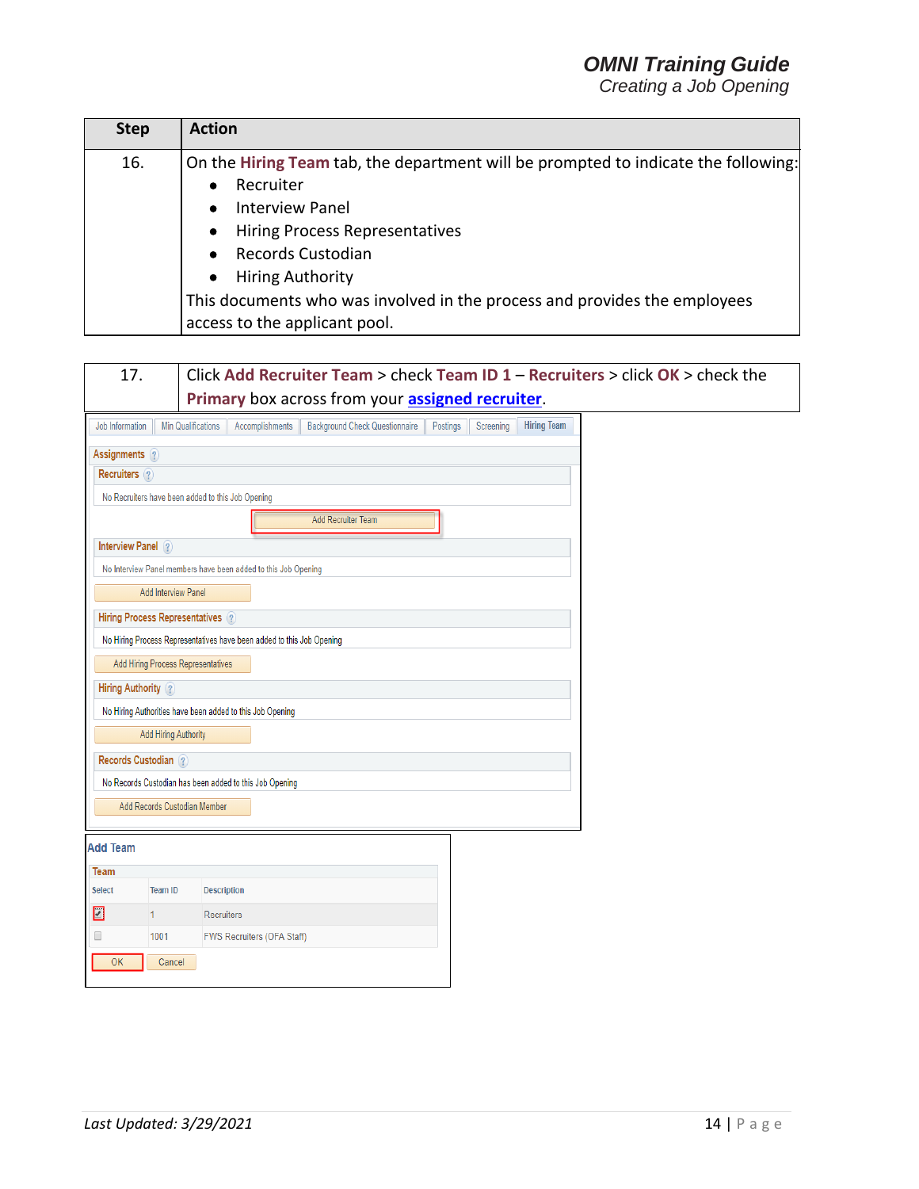| Step | Action |
|---|---|
| 16. | On the **Hiring Team** tab, the department will be prompted to indicate the following:<br>• Recruiter<br>• Interview Panel<br>• Hiring Process Representatives<br>• Records Custodian<br>• Hiring Authority<br>This documents who was involved in the process and provides the employees access to the applicant pool. |

| | |
|---|---|
| 17. | Click **Add Recruiter Team** > check **Team ID 1 – Recruiters** > click **OK** > check the **Primary** box across from your [assigned recruiter](). |

Job Information | Min Qualifications | Accomplishments | Background Check Questionnaire | Postings | Screening | Hiring Team

**Assignments**

**Recruiters**

No Recruiters have been added to this Job Opening

Add Recruiter Team

**Interview Panel**

No Interview Panel members have been added to this Job Opening

Add Interview Panel

**Hiring Process Representatives**

No Hiring Process Representatives have been added to this Job Opening

Add Hiring Process Representatives

**Hiring Authority**

No Hiring Authorities have been added to this Job Opening

Add Hiring Authority

**Records Custodian**

No Records Custodian has been added to this Job Opening

Add Records Custodian Member

**Add Team**

**Team**

| Select | Team ID | Description |
|---|---|---|
| ☑ | 1 | Recruiters |
| ☐ | 1001 | FWS Recruiters (OFA Staff) |

OK | Cancel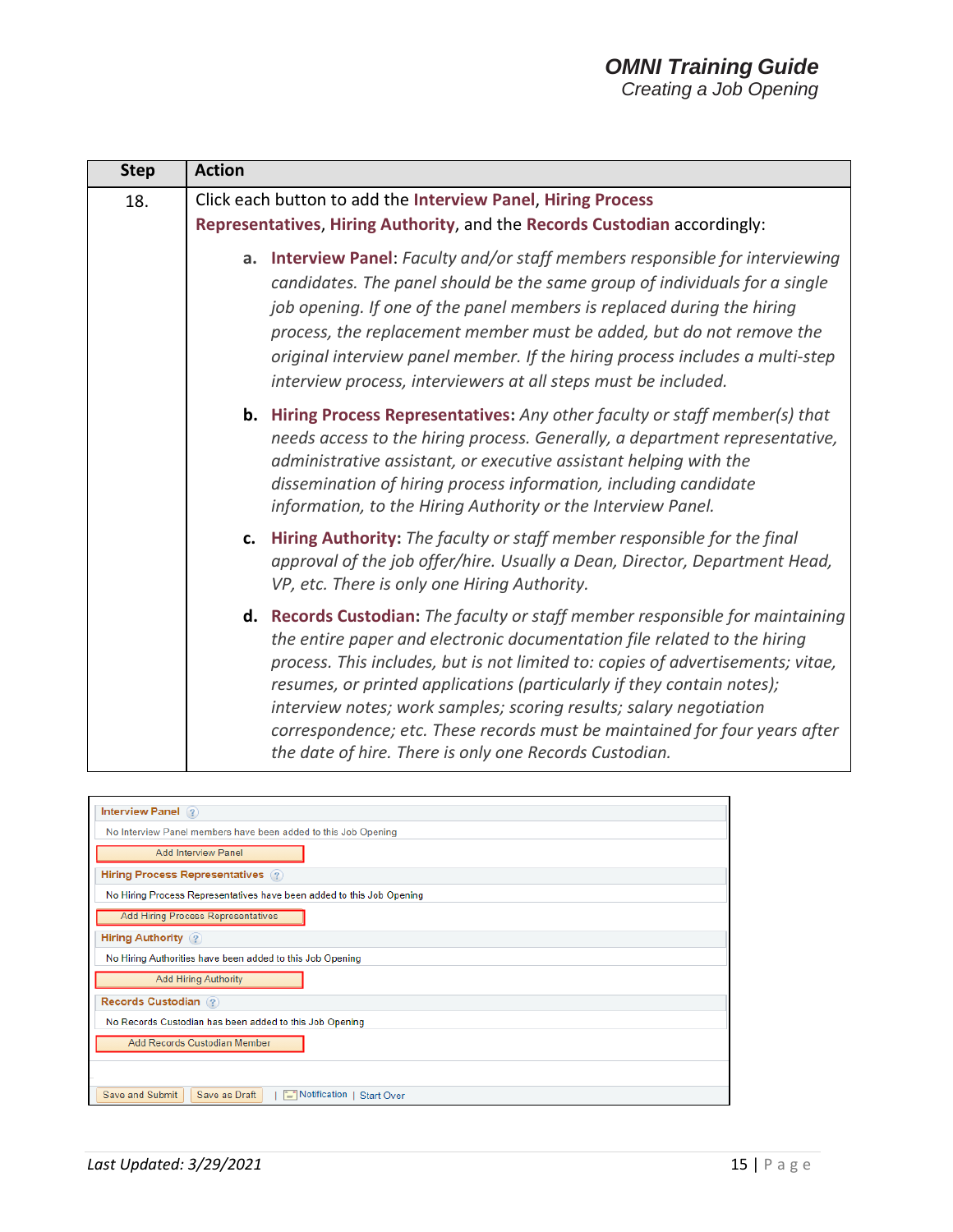| Step | Action |
|---|---|
| 18. | Click each button to add the **Interview Panel**, **Hiring Process Representatives**, **Hiring Authority**, and the **Records Custodian** accordingly:<br><br>**a. Interview Panel**: *Faculty and/or staff members responsible for interviewing candidates. The panel should be the same group of individuals for a single job opening. If one of the panel members is replaced during the hiring process, the replacement member must be added, but do not remove the original interview panel member. If the hiring process includes a multi-step interview process, interviewers at all steps must be included.*<br><br>**b. Hiring Process Representatives:** *Any other faculty or staff member(s) that needs access to the hiring process. Generally, a department representative, administrative assistant, or executive assistant helping with the dissemination of hiring process information, including candidate information, to the Hiring Authority or the Interview Panel.*<br><br>**c. Hiring Authority:** *The faculty or staff member responsible for the final approval of the job offer/hire. Usually a Dean, Director, Department Head, VP, etc. There is only one Hiring Authority.*<br><br>**d. Records Custodian:** *The faculty or staff member responsible for maintaining the entire paper and electronic documentation file related to the hiring process. This includes, but is not limited to: copies of advertisements; vitae, resumes, or printed applications (particularly if they contain notes); interview notes; work samples; scoring results; salary negotiation correspondence; etc. These records must be maintained for four years after the date of hire. There is only one Records Custodian.* |

Interview Panel

No Interview Panel members have been added to this Job Opening

Add Interview Panel

Hiring Process Representatives

No Hiring Process Representatives have been added to this Job Opening

Add Hiring Process Representatives

Hiring Authority

No Hiring Authorities have been added to this Job Opening

Add Hiring Authority

Records Custodian

No Records Custodian has been added to this Job Opening

Add Records Custodian Member

Save and Submit | Save as Draft | Notification | Start Over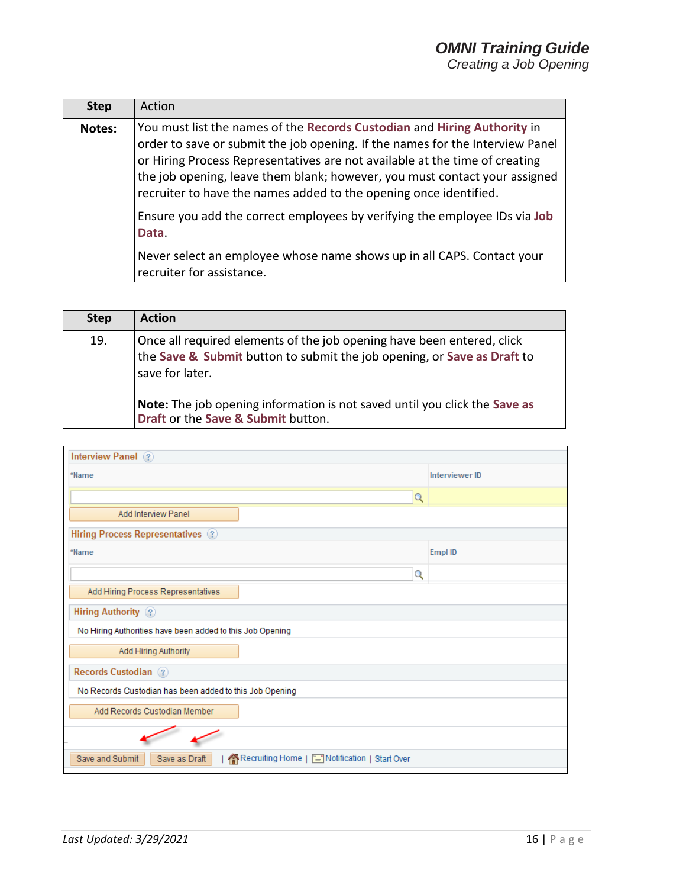| Step | Action |
|---|---|
| **Notes:** | You must list the names of the **Records Custodian** and **Hiring Authority** in order to save or submit the job opening. If the names for the Interview Panel or Hiring Process Representatives are not available at the time of creating the job opening, leave them blank; however, you must contact your assigned recruiter to have the names added to the opening once identified.<br><br>Ensure you add the correct employees by verifying the employee IDs via **Job Data**.<br><br>Never select an employee whose name shows up in all CAPS. Contact your recruiter for assistance. |

| Step | Action |
|---|---|
| 19. | Once all required elements of the job opening have been entered, click the **Save & Submit** button to submit the job opening, or **Save as Draft** to save for later.<br><br>**Note:** The job opening information is not saved until you click the **Save as Draft** or the **Save & Submit** button. |

**Interview Panel**

| *Name | Interviewer ID |
|---|---|
| | |

Add Interview Panel

**Hiring Process Representatives**

| *Name | Empl ID |
|---|---|
| | |

Add Hiring Process Representatives

**Hiring Authority**

No Hiring Authorities have been added to this Job Opening

Add Hiring Authority

**Records Custodian**

No Records Custodian has been added to this Job Opening

Add Records Custodian Member

Save and Submit | Save as Draft | Recruiting Home | Notification | Start Over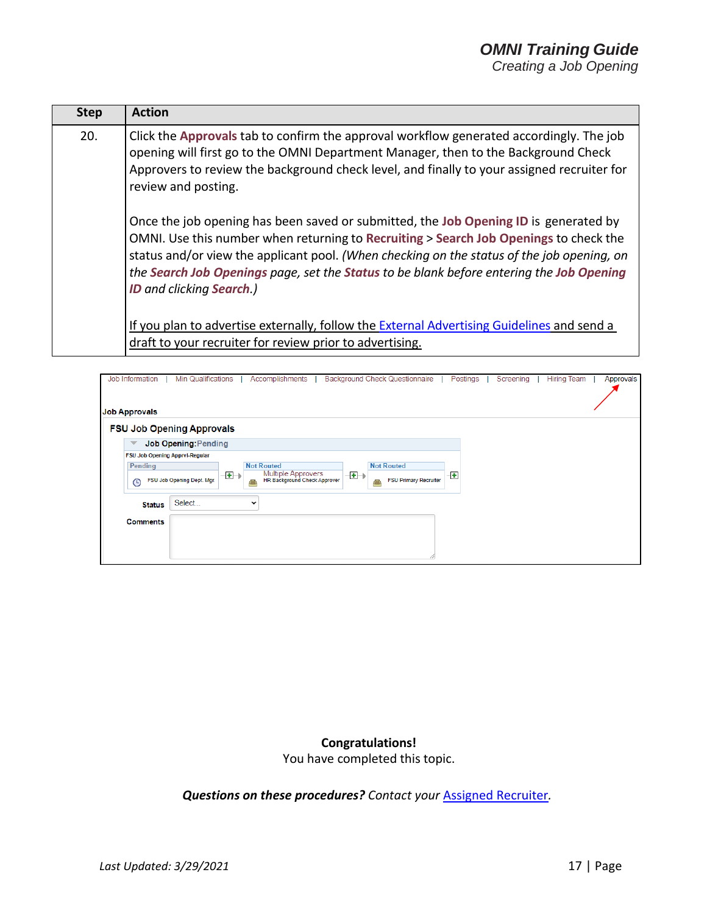| Step | Action |
|---|---|
| 20. | Click the **Approvals** tab to confirm the approval workflow generated accordingly. The job opening will first go to the OMNI Department Manager, then to the Background Check Approvers to review the background check level, and finally to your assigned recruiter for review and posting.<br><br>Once the job opening has been saved or submitted, the **Job Opening ID** is generated by OMNI. Use this number when returning to **Recruiting** > **Search Job Openings** to check the status and/or view the applicant pool. *(When checking on the status of the job opening, on the **Search Job Openings** page, set the **Status** to be blank before entering the **Job Opening ID** and clicking **Search**.)*<br><br>If you plan to advertise externally, follow the External Advertising Guidelines and send a draft to your recruiter for review prior to advertising. |

Job Information | Min Qualifications | Accomplishments | Background Check Questionnaire | Postings | Screening | Hiring Team | Approvals

Job Approvals

FSU Job Opening Approvals

Job Opening:Pending

FSU Job Opening Apprvl-Regular

Pending
FSU Job Opening Dept. Mgr.

Not Routed
Multiple Approvers
HR Background Check Approver

Not Routed
FSU Primary Recruiter

Status Select...

Comments

**Congratulations!**
You have completed this topic.

***Questions on these procedures?*** *Contact your* Assigned Recruiter.

*Last Updated: 3/29/2021*